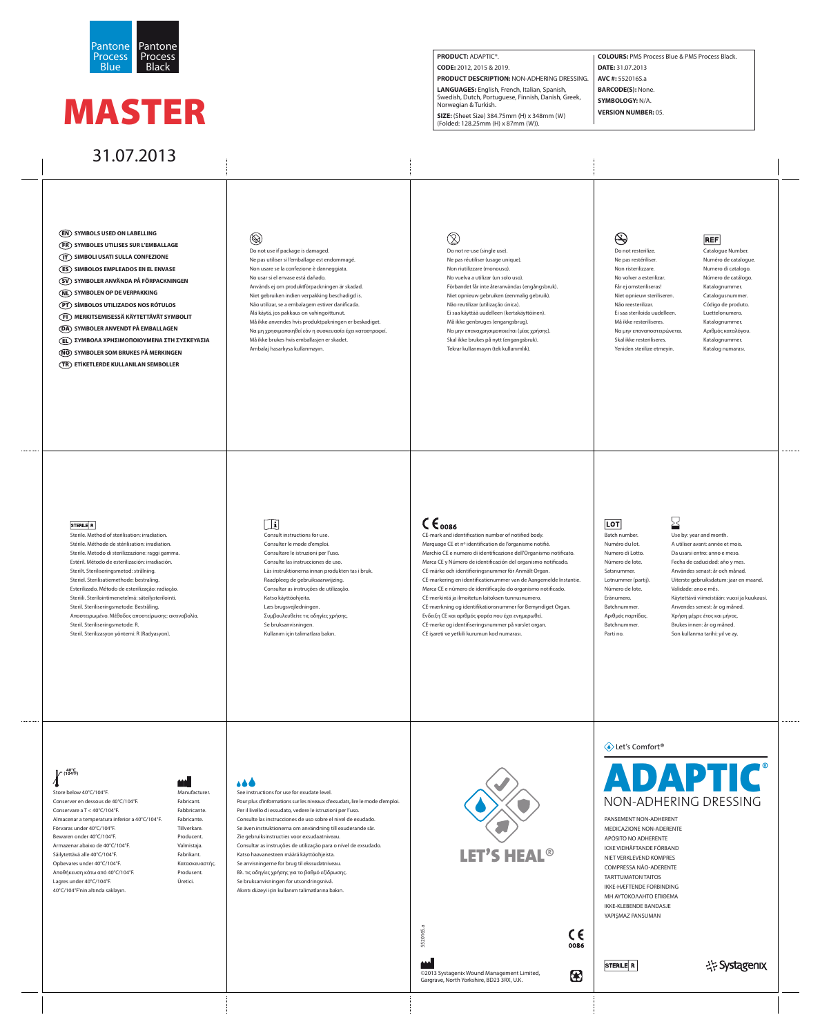Pantone Process Blue | Pantone Process Black

# MASTER

31.07.2013

**PRODUCT:** ADAPTIC®.
**CODE:** 2012, 2015 & 2019.
**PRODUCT DESCRIPTION:** NON-ADHERING DRESSING.
**LANGUAGES:** English, French, Italian, Spanish, Swedish, Dutch, Portuguese, Finnish, Danish, Greek, Norwegian & Turkish.
**SIZE:** (Sheet Size) 384.75mm (H) x 348mm (W) (Folded: 128.25mm (H) x 87mm (W)).

**COLOURS:** PMS Process Blue & PMS Process Black.
**DATE:** 31.07.2013
**AVC #:** 552016S.a
**BARCODE(S):** None.
**SYMBOLOGY:** N/A.
**VERSION NUMBER:** 05.

**EN** SYMBOLS USED ON LABELLING
**FR** SYMBOLES UTILISES SUR L'EMBALLAGE
**IT** SIMBOLI USATI SULLA CONFEZIONE
**ES** SIMBOLOS EMPLEADOS EN EL ENVASE
**SV** SYMBOLER ANVÄNDA PÅ FÖRPACKNINGEN
**NL** SYMBOLEN OP DE VERPAKKING
**PT** SÍMBOLOS UTILIZADOS NOS RÓTULOS
**FI** MERKITSEMISESSÄ KÄYTETTÄVÄT SYMBOLIT
**DA** SYMBOLER ANVENDT PÅ EMBALLAGEN
**EL** ΣΥΜΒΟΛΑ ΧΡΗΣΙΜΟΠΟΙΟΥΜΕΝΑ ΣΤΗ ΣΥΣΚΕΥΑΣΙΑ
**NO** SYMBOLER SOM BRUKES PÅ MERKINGEN
**TR** ETİKETLERDE KULLANILAN SEMBOLLER

Do not use if package is damaged.
Ne pas utiliser si l'emballage est endommagé.
Non usare se la confezione è danneggiata.
No usar si el envase está dañado.
Används ej om produktförpackningen är skadad.
Niet gebruiken indien verpakking beschadigd is.
Não utilizar, se a embalagem estiver danificada.
Älä käytä, jos pakkaus on vahingoittunut.
Må ikke anvendes hvis produktpakningen er beskadiget.
Να μη χρησιμοποιηθεί εάν η συσκευασία έχει καταστραφεί.
Må ikke brukes hvis emballasjen er skadet.
Ambalaj hasarlıysa kullanmayın.

Do not re-use (single use).
Ne pas réutiliser (usage unique).
Non riutilizzare (monouso).
No vuelva a utilizar (un solo uso).
Förbandet får inte återanvändas (engångsbruk).
Niet opnieuw gebruiken (eenmalig gebruik).
Não reutilizar (utilização única).
Ei saa käyttää uudelleen (kertakäyttöinen).
Må ikke genbruges (engangsbrug).
Να μην επαναχρησιμοποιείται (μίας χρήσης).
Skal ikke brukes på nytt (engangsbruk).
Tekrar kullanmayın (tek kullanımlık).

Do not resterilize.
Ne pas restériliser.
Non risterilizzare.
No volver a esterilizar.
Får ej omsteriliseras!
Niet opnieuw steriliseren.
Não reesterilizar.
Ei saa steriloida uudelleen.
Må ikke resteriliseres.
Να μην επαναποστειρώνεται.
Skal ikke resteriliseres.
Yeniden sterilize etmeyin.

REF
Catalogue Number.
Numéro de catalogue.
Numero di catalogo.
Número de catálogo.
Katalognummer.
Catalogusnummer.
Código de produto.
Luettelonumero.
Katalognummer.
Αριθμός καταλόγου.
Katalognummer.
Katalog numarası.

STERILE R
Sterile. Method of sterilisation: irradiation.
Stérile. Méthode de stérilisation: irradiation.
Sterile. Metodo di sterilizzazione: raggi gamma.
Estéril. Método de esterilización: irradiación.
Sterilt. Steriliseringsmetod: strålning.
Steriel. Sterilisatiemethode: bestraling.
Esterilizado. Método de esterilização: radiação.
Steriili. Sterilointimenetelmä: säteilysterilointi.
Steril. Steriliseringsmetode: Bestråling.
Αποστειρωμένο. Μέθοδος αποστείρωσης: ακτινοβολία.
Steril. Steriliseringsmetode: R.
Steril. Sterilizasyon yöntemi: R (Radyasyon).

Consult instructions for use.
Consulter le mode d'emploi.
Consultare le istruzioni per l'uso.
Consulte las instrucciones de uso.
Läs instruktionerna innan produkten tas i bruk.
Raadpleeg de gebruiksaanwijzing.
Consultar as instruções de utilização.
Katso käyttöohjeita.
Læs brugsvejledningen.
Συμβουλευθείτε τις οδηγίες χρήσης.
Se bruksanvisningen.
Kullanım için talimatlara bakın.

CE 0086
CE-mark and identification number of notified body.
Marquage CE et nº identification de l'organisme notifié.
Marchio CE e numero di identificazione dell'Organismo notificato.
Marca CE y Número de identificación del organismo notificado.
CE-märke och identifieringsnummer för Anmält Organ.
CE-markering en identificatienummer van de Aangemelde Instantie.
Marca CE e número de identificação do organismo notificado.
CE-merkintä ja ilmoitetun laitoksen tunnusnumero.
CE-mærkning og identifikationsnummer for Bemyndiget Organ.
Ενδειξη CE και αριθμός φορέα που έχει ενημερωθεί.
CE-merke og identifiseringsnummer på varslet organ.
CE işareti ve yetkili kurumun kod numarası.

LOT
Batch number.
Numéro du lot.
Numero di Lotto.
Número de lote.
Satsnummer.
Lotnummer (partij).
Número de lote.
Eränumero.
Batchnummer.
Αριθμός παρτίδας.
Batchnummer.
Parti no.

Use by: year and month.
A utiliser avant: année et mois.
Da usarsi entro: anno e meso.
Fecha de caducidad: año y mes.
Användes senast: år och månad.
Uiterste gebruiksdatum: jaar en maand.
Validade: ano e mês.
Käytettävä viimeistään: vuosi ja kuukausi.
Anvendes senest: år og måned.
Χρήση μέχρι: έτος και μήνας.
Brukes innen: år og måned.
Son kullanma tarihi: yıl ve ay.

40°C (104°F)
Store below 40°C/104°F.
Conserver en dessous de 40°C/104°F.
Conservare a T < 40°C/104°F.
Almacenar a temperatura inferior a 40°C/104°F.
Förvaras under 40°C/104°F.
Bewaren onder 40°C/104°F.
Armazenar abaixo de 40°C/104°F.
Säilytettävä alle 40°C/104°F.
Opbevares under 40°C/104°F.
Αποθήκευση κάτω από 40°C/104°F.
Lagres under 40°C/104°F.
40°C/104°F'nin altında saklayın.

Manufacturer.
Fabricant.
Fabbricante.
Fabricante.
Tillverkare.
Producent.
Fabricante.
Valmistaja.
Fabrikant.
Κατασκευαστής.
Produsent.
Üretici.

See instructions for use for exudate level.
Pour plus d'informations sur les niveaux d'exsudats, lire le mode d'emploi.
Per il livello di essudato, vedere le istruzioni per l'uso.
Consulte las instrucciones de uso sobre el nivel de exudado.
Se även instruktionerna om användning till exuderande sår.
Zie gebruiksinstructies voor exsudaatniveau.
Consultar as instruções de utilização para o nível de exsudado.
Katso haavaneesteen määrä käyttöohjeista.
Se anvisningerne for brug til ekssudatniveau.
Βλ. τις οδηγίες χρήσης για το βαθμό εξίδρωσης.
Se bruksanvisningen for utsondringsnivå.
Akıntı düzeyi için kullanım talimatlarına bakın.

LET'S HEAL®

552016S.a

CE 0086

©2013 Systagenix Wound Management Limited, Gargrave, North Yorkshire, BD23 3RX, U.K.

Let's Comfort®

# ADAPTIC®
NON-ADHERING DRESSING

PANSEMENT NON-ADHERENT
MEDICAZIONE NON-ADERENTE
APÓSITO NO ADHERENTE
ICKE VIDHÄFTANDE FÖRBAND
NIET VERKLEVEND KOMPRES
COMPRESSA NÃO-ADERENTE
TARTTUMATON TAITOS
IKKE-HÆFTENDE FORBINDING
ΜΗ ΑΥΤΟΚΟΛΛΗΤΟ ΕΠΙΘΕΜΑ
IKKE-KLEBENDE BANDASJE
YAPIŞMAZ PANSUMAN

STERILE R

Systagenix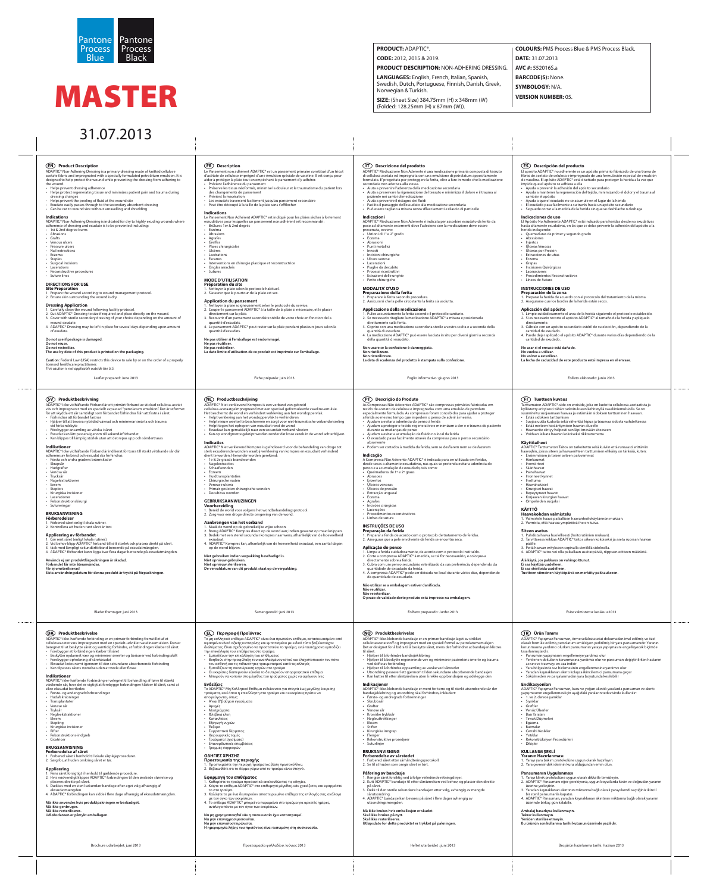Pantone Process Blue | Pantone Process Black

# MASTER

31.07.2013

**PRODUCT:** ADAPTIC™.

**CODE:** 2012, 2015 & 2019.

**PRODUCT DESCRIPTION:** NON-ADHERING DRESSING.

**LANGUAGES:** English, French, Italian, Spanish, Swedish, Dutch, Portuguese, Finnish, Danish, Greek, Norwegian & Turkish.

**SIZE:** (Sheet Size) 384.75mm (H) x 348mm (W) (Folded: 128.25mm (H) x 87mm (W)).

**COLOURS:** PMS Process Blue & PMS Process Black.

**DATE:** 31.07.2013

**AVC #:** 552016S.a

**BARCODE(S):** None.

**SYMBOLOGY:** N/A.

**VERSION NUMBER:** 05.

---

## (EN) Product Description

ADAPTIC™ Non-Adhering Dressing is a primary dressing made of knitted cellulose acetate fabric and impregnated with a specially formulated petrolatum emulsion. It is designed to help protect the wound while preventing the dressing from adhering to the wound.

- Helps prevent dressing adherence
- Helps protect regenerating tissue and minimizes patient pain and trauma during dressing changes
- Helps prevent the pooling of fluid at the wound site
- Exudate easily passes through to the secondary absorbent dressing
- Can be cut to wound size without unravelling and shredding

### Indications

ADAPTIC™ Non-Adhering Dressing is indicated for dry to highly exuding wounds where adherence of dressing and exudate is to be prevented including:

- 1st & 2nd degree burns
- Abrasions
- Grafts
- Venous ulcers
- Pressure ulcers
- Nail extractions
- Eczema
- Staples
- Surgical incisions
- Lacerations
- Reconstructive procedures
- Suture lines

### DIRECTIONS FOR USE

**Site Preparation**

1. Prepare the wound according to wound management protocol.
2. Ensure skin surrounding the wound is dry.

**Dressing Application**

1. Carefully clean the wound following facility protocol.
2. Cut ADAPTIC™ Dressing to size if required and place directly on the wound.
3. Cover with sterile secondary dressing of your choice depending on the amount of wound exudate.
4. ADAPTIC™ Dressing may be left in place for several days depending upon amount of exudate.

**Do not use if package is damaged.**
**Do not reuse.**
**Do not resterilize.**
**The use by date of this product is printed on the packaging.**

**Caution:** Federal Law (USA) restricts this device to sale by or on the order of a properly licensed healthcare practitioner.
*This caution is not applicable outside the U.S.*

Leaflet prepared: June 2013

---

## (FR) Description

Le Pansement non adhérent ADAPTIC™ est un pansement primaire constitué d'un tricot d'acétate de cellulose imprégné d'une émulsion spéciale de vaseline. Il est conçu pour aider à protéger la plaie tout en empêchant le pansement d'y adhérer.

- Prévient l'adhérence du pansement
- Préserve les tissus néoformés, minimise la douleur et le traumatisme du patient lors des changements de pansement
- Prévient la macération
- Les exsudats traversent facilement jusqu'au pansement secondaire
- Peut être découpé à la taille de la plaie sans s'effilocher

### Indications

Le Pansement Non Adhérent ADAPTIC™ est indiqué pour les plaies sèches à fortement exsudatives pour lesquelles un pansement non adhérent est recommandé :

- Brûlures 1er & 2nd degrés
- Eczéma
- Abrasions
- Agrafes
- Greffes
- Plaies chirurgicales
- Ulcères
- Lacérations
- Escarres
- Interventions en chirurgie plastique et reconstructrice
- Ongles arrachés
- Sutures

### MODE D'UTILISATION

**Préparation du site**

1. Nettoyer la plaie selon le protocole habituel.
2. S'assurer que le pourtour de la plaie est sec.

**Application du pansement**

1. Nettoyer la plaie soigneusement selon le protocole du service.
2. Couper le pansement ADAPTIC™ à la taille de la plaie si nécessaire, et le placer directement sur la plaie.
3. Recouvrir d'un pansement secondaire stérile de votre choix en fonction de la quantité d'exsudats.
4. Le pansement ADAPTIC™ peut rester sur la plaie pendant plusieurs jours selon la quantité d'exsudats.

**Ne pas utiliser si l'emballage est endommagé.**
**Ne pas réutiliser.**
**Ne pas restériliser.**
**La date limite d'utilisation de ce produit est imprimée sur l'emballage.**

Fiche préparée : juin 2013

---

## (IT) Descrizione del prodotto

ADAPTIC™ Medicazione Non Aderente è una medicazione primaria composta di tessuto di cellulosa acetata ed impregnata con una emulsione di petrolatum appositamente formulata. È progettata per proteggere la ferita, oltre a fare in modo che la medicazione secondaria non aderisca alla stessa.

- Aiuta a prevenire l'aderenza della medicazione secondaria
- Aiuta a preservare la rigenerazione del tessuto e minimizza il dolore e il trauma al paziente nei cambi di medicazione
- Aiuta a prevenire il ristagno dei fluidi
- Facilita il passaggio dell'essudato alla medicazione secondaria
- Può essere tagliato a misura senza sfilacciamenti e rilascio di particelle

### Indicazioni

ADAPTIC™ Medicazione Non Aderente è indicata per assorbire essudato da ferite da poco ad altamente secernenti dove l'adesione con la medicazione deve essere prevenuta, ovvero:

- Ustioni di 1° e 2° grado
- Eczema
- Abrasioni
- Punti metallici
- Innesti
- Incisioni chirurgiche
- Ulcere venose
- Lacerazioni
- Piaghe da decubito
- Processi ricostruttivi
- Estrazioni delle unghie
- Ferite chirurgiche

### MODALITA' D'USO

**Preparazione della ferita**

1. Preparare la ferita secondo procedura.
2. Assicurarsi che la pelle circostante la ferita sia asciutta.

**Applicazione della medicazione**

1. Pulire accuratamente la ferita secondo il protocollo sanitario.
2. Se necessario ritagliare la medicazione ADAPTIC™ a misura e posizionarla direttamente sulla ferita.
3. Coprire con una medicazione secondaria sterile a vostra scelta e a seconda della quantità di essudato.
4. La medicazione ADAPTIC™ può essere lasciata in situ per diversi giorni a seconda della quantità di essudato.

**Non usare se la confezione è danneggiata.**
**Non riutilizzare.**
**Non risterilizzare.**
**La data di scadenza del prodotto è stampata sulla confezione.**

Foglio informativo: giugno 2013

---

## (ES) Descripción del producto

El apósito ADAPTIC™ no adherente es un apósito primario fabricado de una trama de fibras de acetato de celulosa e impregnado de una formulación especial de emulsión de vaselina. El apósito ADAPTIC™ está diseñado para proteger la herida a la vez que impide que el apósito se adhiera a ella.

- Ayuda a prevenir la adhesión del apósito secundario
- Ayuda a mantener la regeneración del tejido, minimizando el dolor y el trauma al cambiar el apósito
- Ayuda a que el exudado no se acumule en el lugar de la herida
- El exudado pasa fácilmente a su través hacia un apósito secundario
- Se puede cortar a la medida de la herida sin que se deshilache o deshaga

### Indicaciones de uso

El Apósito No Adherente ADAPTIC™ está indicado para heridas desde no exudativas hasta altamente exudativas, en las que se debe prevenir la adhesión del apósito a la herida incluyendo:

- Quemaduras de primer y segundo grado
- Abrasiones
- Injertos
- Úlceras Venosas
- Úlceras por Presión
- Extracciones de uñas
- Eczema
- Grapas
- Incisiones Quirúrgicas
- Laceraciones
- Procedimientos Reconstructivos
- Líneas de Sutura

### INSTRUCCIONES DE USO

**Preparación de la zona**

1. Preparar la herida de acuerdo con el protocolo del tratamiento de la misma.
2. Asegurarse que los bordes de la herida están secos.

**Aplicación del apósito**

1. Limpie cuidadosamente el área de la herida siguiendo el protocolo establecido.
2. Si es necesario recorte el apósito ADAPTIC™ al tamaño de la herida y aplíquelo directamente.
3. Cúbralo con un apósito secundario estéril de su elección, dependiendo de la cantidad de exudado.
4. Puede dejar aplicado el apósito ADAPTIC™ durante varios días dependiendo de la cantidad de exudado.

**No usar si el envase está dañado.**
**No vuelva a utilizar.**
**No volver a esterilizar.**
**La fecha de caducidad de este producto está impresa en el envase.**

Folleto elaborado: junio 2013

---

## (SV) Produktbeskrivning

ADAPTIC™ Icke vidhäftande Förband är ett primärt förband av stickad cellulosa-acetat väv och impregnerat med en speciellt avpassad "petrolatum emulsion". Det är utformat för att skydda ett sår samtidigt som förbandet förhindras från att fastna i såret.

- Förhindrar att förbandet fastnar
- Hjälper till att bevara nybildad vävnad och minimerar smärta och trauma vid förbandsbyte
- Förebygger ansamling av vätska i såret
- Exsudat kan lätt passera igenom till sekundärförbandet
- Kan klippas till lämplig storlek utan att det repas upp och söndertrasas

### Indikationer

ADAPTIC™ Icke vidhäftande Förband är indikerat för torra till starkt vätskande sår där adherens av förband och exsudat ska förhindras:

- Första och andra gradens brännskador
- Skrapsår
- Hudgrafter
- Venösa sår
- Trycksår
- Nagelextraktioner
- Eksem
- Staplers
- Kirurgiska incisioner
- Lacerationer
- Rekonstruktionskirurgi
- Suturenringar

### BRUKSANVISNING

**Förberedelser**

1. Förbered såret enligt lokala rutiner.
2. Kontrollera att huden runt såret är torr.

**Applicering av förbandet**

1. Gör rent såret (enligt lokala rutiner).
2. Vid behov klipp ADAPTIC™ förband till rätt storlek och placera direkt på såret.
3. Täck med lämpligt sekundärförband beroende på exsudatmängden.
4. ADAPTIC™ förbandet kann ligga kvar flera dagar beroende på exsudatmängden.

**Används ej om produktförpackningen är skadad.**
**Förbandet får ej återanvändas.**
**Får ej omsteriliseras!**
**Sista användningsdatum för denna produkt är tryckt på förpackningen.**

Bladet framtaget: juni 2013

---

## (NL) Productbeschrijving

ADAPTIC™ Niet-verklevend Kompres is een verband van gebreid cellulose-acetaatgeïmpregneerd met een speciaal geformuleerde vaseline-emulsie. Het beschermt de wond en voorkomt verkleving aan het wondoppervlak.

- Helpt verkleving aan het wondoppervlak te verhinderen
- Helpt nieuw weefsel te beschermen en zorgt voor niet-traumatische verbandwisseling
- Helpt tegen het ophopen van exsudaat rond de wond
- Exsudaat kan gemakkelijk naar een secundair verband vloeien
- Kan op wondgrootte geknipt worden zonder dat losse vezels in de wond achterblijven

### Indicaties

ADAPTIC™ Niet verklevend Kompres is geïndiceerd voor de behandeling van droge tot sterk exsuderende wonden waarbij verkleving van kompres en exsudaat verhinderd dient te worden. Hieronder worden genoemd:

- 1e & 2e graads brandwonden
- Nagelextracties
- Schaafwonden
- Eczeem
- Huidtransplantaties
- Chirurgische naden
- Veneuze ulcera
- Primair gesloten chirurgische wonden
- Decubitus wonden

### GEBRUIKSAANWIJZINGEN

**Voorbereiding**

1. Bereid de wond voor volgens het wondbehandelingsprotocol.
2. Zorg voor een droge directe omgeving van de wond.

**Aanbrengen van het verband**

1. Maak de wond op de gebruikelijke wijze schoon.
2. Breng ADAPTIC™ Kompres direct op de wond aan; indien gewenst op maat knippen.
3. Bedek met een steriel secundair kompres naar wens, afhankelijk van de hoeveelheid exsudaat.
4. ADAPTIC™ Kompres kan, afhankelijk van de hoeveelheid exsudaat, een aantal dagen op de wond blijven.

**Niet gebruiken indien verpakking beschadigd is.**
**Niet opnieuw gebruiken.**
**Niet opnieuw steriliseren.**
**De vervaldatum van dit product staat op de verpakking.**

Samengesteld: juni 2013

---

## (PT) Descrição do Produto

As Compressas Não Aderentes ADAPTIC™ são compressas primárias fabricadas em tecido de acetato de celulose e impregnadas com uma emulsão de petrolato especialmente formulada. As compressas foram concebidas para ajudar a proteger a ferida ao mesmo tempo que impedem o penso de aderir à mesma.

- Ajudam a evitar a aderência do penso à ferida
- Ajudam a proteger o tecido regenerativo e minimizam a dor e o trauma do paciente durante as mudanças de penso
- Ajudam a evitar a acumulação de fluido no local da ferida
- O exsudado passa facilmente através da compressa para o penso secundário absorvente
- Podem ser cortados à medida da ferida, sem se desfiarem nem se desfazerem

### Indicação

A Compressa Não Aderente ADAPTIC™ é indicada para ser utilizada em feridas, desde secas a altamente exsudativas, nas quais se pretenda evitar a aderência do penso e a acumulação de exsudado, tais como:

- Queimaduras de 1º e 2º graus
- Abrasões
- Enxertos
- Úlceras venosas
- Úlceras de pressão
- Extracção ungueal
- Eczema
- Agrafos
- Incisões cirúrgicas
- Lacerações
- Procedimentos reconstrutivos
- Linhas de sutura

### INSTRUÇÕES DE USO

**Preparação da ferida**

1. Preparar a ferida de acordo com o protocolo de tratamento de feridas.
2. Assegurar que a pele envolvente da ferida se encontra seca.

**Aplicação do penso**

1. Limpe a ferida cuidadosamente, de acordo com o protocolo instituído.
2. Corte a compressa ADAPTIC™ à medida, se tal for necessário, e coloque-a directamente sobre a ferida.
3. Cubra com um penso secundário esterilizado da sua preferência, dependendo da quantidade de exsudado da ferida.
4. A compressa ADAPTIC™ pode ser deixada no local durante vários dias, dependendo da quantidade de exsudado.

**Não utilizar se a embalagem estiver danificada.**
**Não reutilizar.**
**Não reesterilizar.**
**O prazo de validade deste produto está impresso na embalagem.**

Folheto preparado: Junho 2013

---

## (FI) Tuotteen kuvaus

Tarttumaton ADAPTIC™-side on ensiside, joka on kudottu selluloosa-asetaatista ja kyllästetty erityisesti tähän tarkoitukseen kehitetyllä vaseliiniemulsiolla. Se on suunniteltu suojaamaan haavaa ja estämään sidoksen tarttuminen haavaan.

- Estää sidoksen tarttumisen
- Suojaa uutta kudosta sekä vähentää kipua ja traumaa sidosta vaihdettaessa
- Estää nesteen kerääntymisen haavan alueelle
- Haavaerite siirtyy helposti sen läpi imevään siteeseen
- Voidaan leikata haavan kokoiseksi rikkoutumatta

### Käyttöaiheet

ADAPTIC™ Tarttumaton Taitos on tarkoitettu sekä kuiviin että runsaasti erittäviin haavoihin, joissa siteen ja haavaeritteen tarttuminen ehkäisy on tärkeää, kuten:

- Ensimmäisen ja toisen asteen palovammat
- Hankaumat
- Ihonsiirteet
- Säärihaavat
- Painehaavat
- Irronneet kynnet
- Ihottuma
- Haavahakaset
- Kirurgiset haavat
- Repeytyneet haavat
- Korjaavan kirurgian haavat
- Ompeleiden suojaksi

### KÄYTTÖ

**Haavakohdan valmistelu**

1. Valmistele haava paikallisen haavanhoitokäytännön mukaan.
2. Varmista, että haavaa ympäröivä iho on kuiva.

**Siteen asetus**

1. Puhdista haava huolellisesti (hoitorutiinien mukaan).
2. Tarvittaessa leikkaa ADAPTIC™ taitos oikean kokoiseksi ja aseta suoraan haavan päälle.
3. Peitä haavan erityiseen sopivalla steriilillä sidoksella.
4. ADAPTIC™ taitos voi olla paikallaan usetatpäiviä, riippuen eritteen määrästä.

**Älä käytä, jos pakkaus on vahingoittunut.**
**Ei saa käyttää uudelleen.**
**Ei saa steriloida uudelleen.**
**Tuotteen viimeinen käyttöpäivä on merkitty pakkaukseen.**

Esite valmistettu: kesäkuu 2013

---

## (DA) Produktbeskrivelse

ADAPTIC™ ikke-hæftende forbinding er en primær forbinding fremstillet af et celluloseacetat væv imprægneret med en specielt-udviklet vaselineemulsion. Den er beregnet til at beskytte såret og samtidig forhindre, at forbindingen klæber til såret.

- Forebygger at forbindingen klæber til såret
- Beskytter nydannet væv og minimerer smerter og læsioner ved forbindingsskift
- Forebygger ophobning af sårekssudat
- Eksudat ledes nemt igennem til den sekundære absorberende forbinding
- Kan tilpasses sårets størrelse uden at trevle eller flosse

### Indikationer

ADAPTIC™ ikke-hæftende Forbinding er velegnet til behandling af tørre til stærkt væskende sår, hvor det er vigtigt at forebygge forbindingen klæber til såret, samt at sikre eksudat bortledes:

- Første- og andengradsforbrændinger
- Hudafskrabninger
- Transplantater
- Venøse sår
- Tryksår
- Neglekstraktioner
- Eksem
- Stapling
- Kirurgiske incisioner
- Rifter
- Rekonstruktions-indgreb
- Cicatricer

### BRUGSANVISNING

**Forberedelse af såret**

1. Forbered såret i henhold til lokale sårplejeprocedurer.
2. Sørg for, at huden omkring såret er tør.

**Applicering**

1. Rens såret forsigtigt i henhold til gældende procedure.
2. Hvis nødvendigt klippes ADAPTIC™ forbindingen til den ønskede størrelse og placeres direkte på såret.
3. Dækkes med en steril sekundær bandage efter eget valg afhængig af eksudatmængden.
4. ADAPTIC™ forbindingen kan sidde i flere dage afhængig af eksudatmængden.

**Må ikke anvendes hvis produktpakningen er beskadiget.**
**Må ikke genbruges.**
**Må ikke resteriliseres.**
**Udløbsdatoen er påtrykt emballagen.**

Brochure udarbejdet: juni 2013

---

## (EL) Περιγραφή Προϊόντος

Το μη κολλητικό επίθεμα ADAPTIC™ είναι ένα πρωτεύον επίθεμα, κατασκευασμένο από υφασμένο υλικό οξικής κυτταρίνης και εμποτισμένο με ειδικού τύπου βαζελινούχου διαλύματος. Είναι σχεδιασμένο να προστατεύει το τραύμα, ενώ ταυτόχρονα εμποδίζει την επικόλληση του επιθέματος στο τραύμα.

- Εμποδίζουν την επικόλληση του επιθέματος
- Βοηθούν στην προφύλαξη του αναπλασμένου ιστού και ελαχιστοποιούν τον πόνο του ασθενή και τις πιθανότητες τραυματισμού κατά τις αλλαγές
- Εμποδίζουν τη συσσώρευση υγρών στο τραύμα
- Οι εκκρίσεις διαπερνούν εύκολα το δευτερεύον απορροφητικό επίθεμα
- Μπορούν να κοπούν στο μέγεθος του τραύματος χωρίς να αφήνουν ίνες

### Ενδείξεις

Το ADAPTIC™ Μη Κολλητικό Επίθεμα ενδείκνυται για στεγνά έως μεγάλης έκκρισης τραύματα, εκεί όπου η επικόλληση στο τραύμα και οι εκκρίσεις πρέπει να αποφευχθούν, όπως:

- Α' και Β' βαθμού εγκαύματα
- Αμυχές
- Μοσχεύματα
- Φλεβικά έλκη
- Κατακλίσεις
- Αφαίρεση νυχιών
- Έκζεμα
- Συρραπτικά δέρματος
- Χειρουργικές τομές
- Τραύματα (σχισίματα)
- Επανορθωτικές επεμβάσεις
- Γραμμές συρραφών

### ΟΔΗΓΙΕΣ ΧΡΗΣΗΣ

**Προετοιμασία της περιοχής**

1. Προετοιμάστε την περιοχή τραύματος βάσει πρωτοκόλλου.
2. Βεβαιωθείτε ότι το δέρμα γύρω από το τραύμα είναι στεγνό.

**Εφαρμογή του επιθέματος**

1. Καθαρίστε το τραύμα προσεκτικά ακολουθώντας τις οδηγίες.
2. Κόψτε το επίθεμα ADAPTIC™ στο επιθυμητό μέγεθος, εάν χρειάζεται, και εφαρμόστε το στο τραύμα.
3. Καλύψτε το με ένα δευτερεύον αποστειρωμένο επίθεμα της επιλογής σας, ανάλογα με τον όγκο των εκκρίσεων.
4. Το επίθεμα ADAPTIC™ μπορεί να παραμείνει στο τραύμα για αρκετές ημέρες, ανάλογα πάντα με τον όγκο των εκκρίσεων.

**Να μη χρησιμοποιηθεί εάν η συσκευασία έχει καταστραφεί.**
**Να μην επαναχρησιμοποιείται.**
**Να μην επαναποστειρώνεται.**
**Η ημερομηνία λήξης του προϊόντος είναι τυπωμένη στη συσκευασία.**

Προετοιμασία φυλλαδίου: Ιούνιος 2013

---

## (NO) Produktbeskrivelse

ADAPTIC™ ikke-klebende bandasje er en primær bandasje laget av strikket celluloseacetatstoff og impregnert med en spesiell formel av petrolatumemulsjon. Det er designet for å bidra til å beskytte såret, mens det forhindrer at bandasjen klistres til såret.

- Hjelper til å forhindre bandasjeklebring
- Hjelper til å beskytte regenererende vev og minimerer pasientens smerte og trauma ved skifte av forbinding
- Hjelper til å forhindre oppsamling av væske ved sårstedet
- Utsondring passerer lett gjennom til den sekundære absorberende bandasjen
- Kan kuttes til etter sårstørrelsen uten å rekke opp bandasjen og ødelegge den

### Indikasjoner

ADAPTIC™ ikke-klebende bandasje er ment for tørre og til sterkt utsondrende sår der bandasjeklebring og utsondring skal forhindres, inkludert:

- Første- og andregrads forbrenninger
- Skrubbsår
- Grefter
- Venøse sår
- Trykksår
- Negleuttrekkinger
- Eksem
- Stifter
- Kirurgiske inngrep
- Flenger
- Rekonstruktive prosedyrer
- Suturlinjer

### BRUKSANVISNING

**Forberedelse av sårstedet**

1. Forbered såret etter sårhåndteringsprotokoll.
2. Se til at huden som omgir såret er tørt.

**Påføring av bandasje**

1. Rengjør såret forsiktig ved å følge veiledende retningslinjer.
2. Kutt ADAPTIC™ bandasje til etter sårstørrelsen ved behov, og plasser den direkte på såret.
3. Dekk til den sterile sekundære bandasjen etter valg, avhengig av mengde sårutsondring.
4. ADAPTIC™ bandasje kan bevares på såret i flere dager avhengig av utsondringsmengden.

**Må ikke brukes hvis emballasjen er skadet.**
**Skal ikke brukes på nytt.**
**Skal ikke resteriliseres.**
**Utløpsdato for dette produktet er trykket på pakningen.**

Heftet utarbeidet : juni 2013

---

## (TR) Ürün Tanımı

ADAPTIC™ Yapışmaz Pansuman, örme selüloz asetat dokumadan imal edilmiş ve özel olarak formüle edilmiş petrolatum emülsiyon yedirilmiş bir yara pansumanıdır. Yaranın korunmasına yardımcı olurken pansumanın yaraya yapışmasını engelleyecek biçimde tasarlanmıştır.

- Pansuman yapışmasını engellemeye yardımcı olur
- Yenilenen dokuların korunmasına yardımcı olur ve pansuman değiştirilirken hastanın acısını ve travmayı en aza indirir
- Yara bölgesinde sıvı birikmesinin engellenmesine yardımcı olur
- Yaradan kaynaklanan akıntı kolayca ikincil emici pansumana geçer
- Sökülmeden ve parçalanmadan yara boyutunda kesilebilir

### Endikasyonları

ADAPTIC™ Yapışmaz Pansuman, kuru ve yoğun akıntılı yaralarda pansuman ve akıntı yapışmasının engellenmesi için aşağıdaki yaraların tedavisinde kullanılır:

- 1. ve 2. derece yanıklar
- Sıyrıklar
- Greftler
- Venöz Ülserler
- Bası Yaraları
- Tırnak Düşmeleri
- Egzama
- Batmalar
- Cerrahi Kesikler
- Yırtıklar
- Rekonstrüksiyon Prosedürleri
- Dikişler

### KULLANIM ŞEKLİ

**Yaranın Hazırlanması**

1. Yarayı yara bakım protokolüne uygun olarak hazırlayın.
2. Yara çevresindeki derinin kuru olduğundan emin olun.

**Pansumanın Uygulanması**

1. Yarayı klinik protokolüne uygun olarak dikkatle temizleyin.
2. ADAPTIC™ Pansumanı eğer gerekiyorsa, uygun boyutlarda kesin ve doğrudan yaranın üzerine yerleştirin.
3. Yaradan kaynaklanan akıntının miktarına bağlı olarak yarayı kendi seçtiğiniz ikincil bir steril pansumanla kapatın.
4. ADAPTIC™ Pansuman, yaradan kaynaklanan akıntının miktarına bağlı olarak yaranın üzerinde birkaç gün kalabilir.

**Ambalaj hasarlıysa kullanmayın.**
**Tekrar kullanmayın.**
**Yeniden sterilize etmeyin.**
**Bu ürünün son kullanma tarihi kutunun üzerinde yazılıdır.**

Broşürün hazırlanma tarihi: Haziran 2013